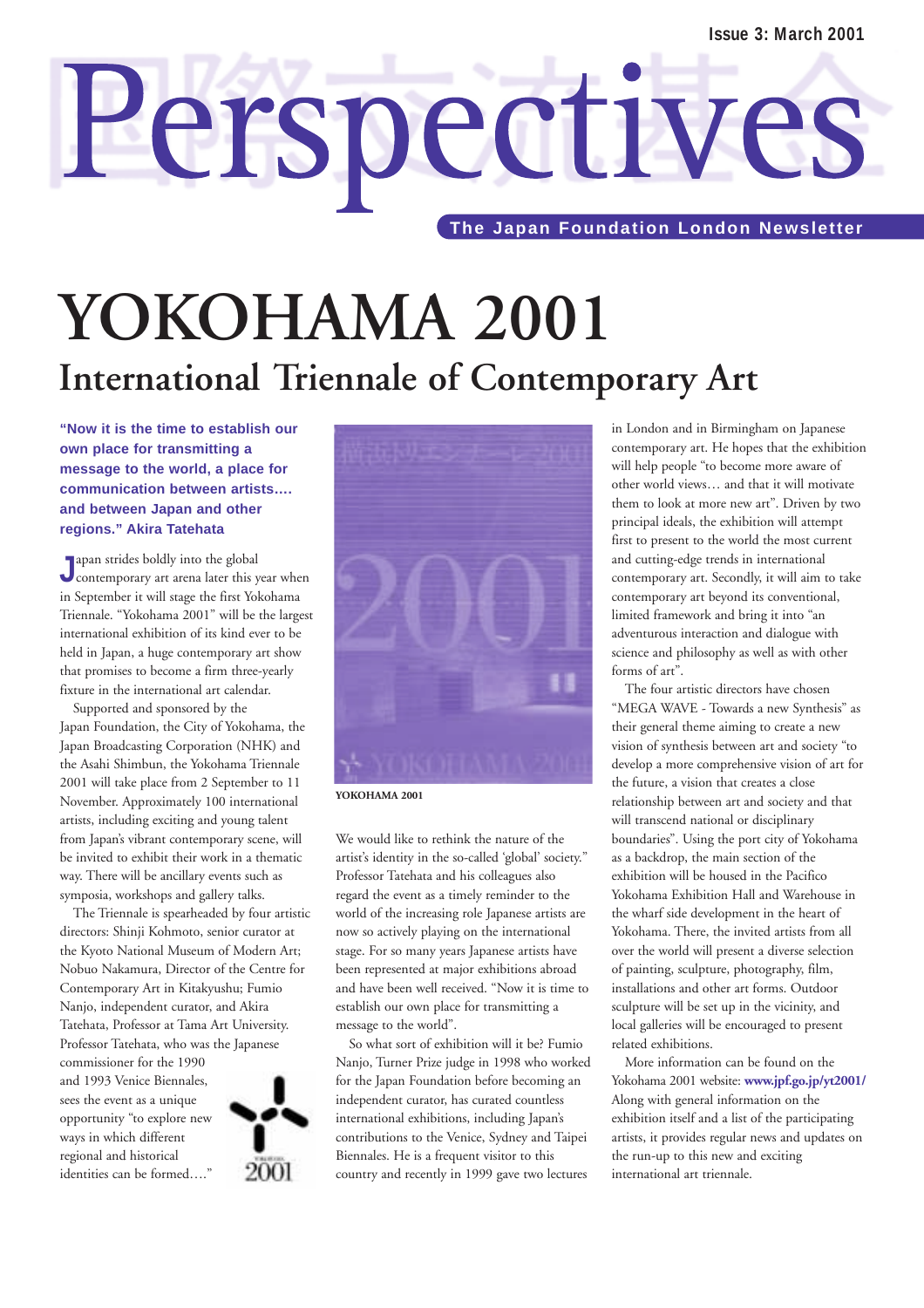Issue 3: March 2001

# Perspectives

**The Japan Foundation London Newsletter**

# YOKOHAMA 2001

## International Triennale of Contemporary Art

**"Now it is the time to establish our own place for transmitting a message to the world, a place for communication between artists…. and between Japan and other regions." Akira Tatehata**

Japan strides boldly into the global contemporary art arena later this year when in September it will stage the first Yokohama Triennale. "Yokohama 2001" will be the largest international exhibition of its kind ever to be held in Japan, a huge contemporary art show that promises to become a firm three-yearly fixture in the international art calendar.

Supported and sponsored by the Japan Foundation, the City of Yokohama, the Japan Broadcasting Corporation (NHK) and the Asahi Shimbun, the Yokohama Triennale 2001 will take place from 2 September to 11 November. Approximately 100 international artists, including exciting and young talent from Japan's vibrant contemporary scene, will be invited to exhibit their work in a thematic way. There will be ancillary events such as symposia, workshops and gallery talks.

The Triennale is spearheaded by four artistic directors: Shinji Kohmoto, senior curator at the Kyoto National Museum of Modern Art; Nobuo Nakamura, Director of the Centre for Contemporary Art in Kitakyushu; Fumio Nanjo, independent curator, and Akira Tatehata, Professor at Tama Art University. Professor Tatehata, who was the Japanese commissioner for the 1990 and 1993 Venice Biennales, sees the event as a unique opportunity "to explore new ways in which different regional and historical identities can be formed…." We would like to rethink the nature of the artist's identity in the so-called 'global' society." Professor Tatehata and his colleagues also regard the event as a timely reminder to the world of the increasing role Japanese artists are now so actively playing on the international stage. For so many years Japanese artists have been represented at major exhibitions abroad and have been well received. "Now it is time to establish our own place for transmitting a message to the world".

YOKOHAMA 2001

So what sort of exhibition will it be? Fumio Nanjo, Turner Prize judge in 1998 who worked for the Japan Foundation before becoming an independent curator, has curated countless international exhibitions, including Japan's contributions to the Venice, Sydney and Taipei Biennales. He is a frequent visitor to this country and recently in 1999 gave two lectures in London and in Birmingham on Japanese contemporary art. He hopes that the exhibition will help people "to become more aware of other world views… and that it will motivate them to look at more new art". Driven by two principal ideals, the exhibition will attempt first to present to the world the most current and cutting-edge trends in international contemporary art. Secondly, it will aim to take contemporary art beyond its conventional, limited framework and bring it into "an adventurous interaction and dialogue with science and philosophy as well as with other forms of art".

The four artistic directors have chosen "MEGA WAVE - Towards a new Synthesis" as their general theme aiming to create a new vision of synthesis between art and society "to develop a more comprehensive vision of art for the future, a vision that creates a close relationship between art and society and that will transcend national or disciplinary boundaries". Using the port city of Yokohama as a backdrop, the main section of the exhibition will be housed in the Pacifico Yokohama Exhibition Hall and Warehouse in the wharf side development in the heart of Yokohama. There, the invited artists from all over the world will present a diverse selection of painting, sculpture, photography, film, installations and other art forms. Outdoor sculpture will be set up in the vicinity, and local galleries will be encouraged to present related exhibitions.

More information can be found on the Yokohama 2001 website: **www.jpf.go.jp/yt2001/** Along with general information on the exhibition itself and a list of the participating artists, it provides regular news and updates on the run-up to this new and exciting international art triennale.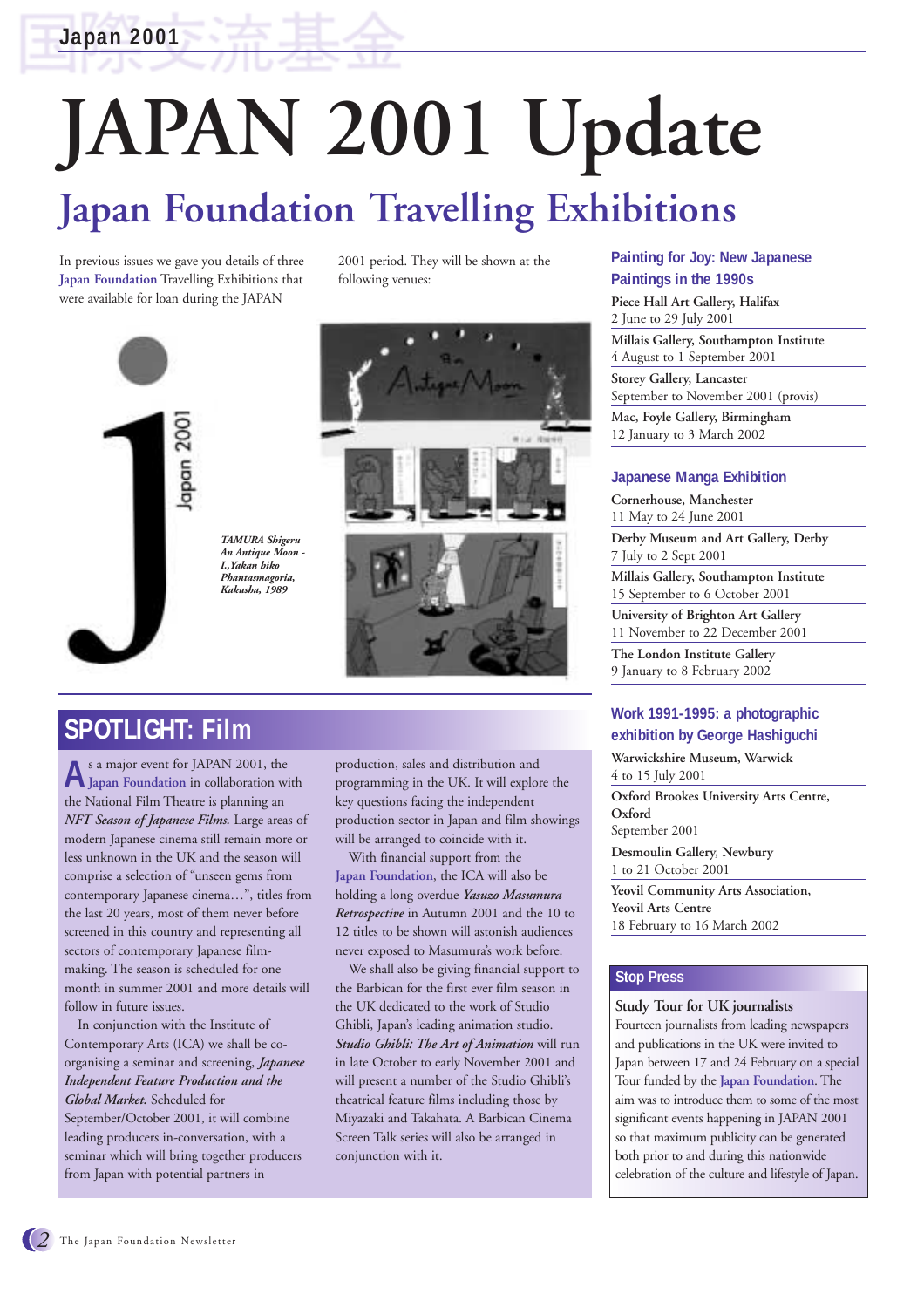# JAPAN 2001 Update

## Japan Foundation Travelling Exhibitions

In previous issues we gave you details of three Japan Foundation Travelling Exhibitions that were available for loan during the JAPAN 2001 period. They will be shown at the following venues:

*TAMURA Shigeru*
*An Antique Moon - I.,Yakan biko*
*Phantasmagoria, Kakusha, 1989*

### Painting for Joy: New Japanese Paintings in the 1990s

**Piece Hall Art Gallery, Halifax**
2 June to 29 July 2001

**Millais Gallery, Southampton Institute**
4 August to 1 September 2001

**Storey Gallery, Lancaster**
September to November 2001 (provis)

**Mac, Foyle Gallery, Birmingham**
12 January to 3 March 2002

### Japanese Manga Exhibition

**Cornerhouse, Manchester**
11 May to 24 June 2001

**Derby Museum and Art Gallery, Derby**
7 July to 2 Sept 2001

**Millais Gallery, Southampton Institute**
15 September to 6 October 2001

**University of Brighton Art Gallery**
11 November to 22 December 2001

**The London Institute Gallery**
9 January to 8 February 2002

### Work 1991-1995: a photographic exhibition by George Hashiguchi

**Warwickshire Museum, Warwick**
4 to 15 July 2001

**Oxford Brookes University Arts Centre, Oxford**
September 2001

**Desmoulin Gallery, Newbury**
1 to 21 October 2001

**Yeovil Community Arts Association, Yeovil Arts Centre**
18 February to 16 March 2002

## SPOTLIGHT: Film

As a major event for JAPAN 2001, the Japan Foundation in collaboration with the National Film Theatre is planning an *NFT Season of Japanese Films.* Large areas of modern Japanese cinema still remain more or less unknown in the UK and the season will comprise a selection of "unseen gems from contemporary Japanese cinema…", titles from the last 20 years, most of them never before screened in this country and representing all sectors of contemporary Japanese film-making. The season is scheduled for one month in summer 2001 and more details will follow in future issues.

In conjunction with the Institute of Contemporary Arts (ICA) we shall be co-organising a seminar and screening, *Japanese Independent Feature Production and the Global Market.* Scheduled for September/October 2001, it will combine leading producers in-conversation, with a seminar which will bring together producers from Japan with potential partners in production, sales and distribution and programming in the UK. It will explore the key questions facing the independent production sector in Japan and film showings will be arranged to coincide with it.

With financial support from the Japan Foundation, the ICA will also be holding a long overdue *Yasuzo Masumura Retrospective* in Autumn 2001 and the 10 to 12 titles to be shown will astonish audiences never exposed to Masumura's work before.

We shall also be giving financial support to the Barbican for the first ever film season in the UK dedicated to the work of Studio Ghibli, Japan's leading animation studio. *Studio Ghibli: The Art of Animation* will run in late October to early November 2001 and will present a number of the Studio Ghibli's theatrical feature films including those by Miyazaki and Takahata. A Barbican Cinema Screen Talk series will also be arranged in conjunction with it.

### Stop Press

**Study Tour for UK journalists**

Fourteen journalists from leading newspapers and publications in the UK were invited to Japan between 17 and 24 February on a special Tour funded by the Japan Foundation. The aim was to introduce them to some of the most significant events happening in JAPAN 2001 so that maximum publicity can be generated both prior to and during this nationwide celebration of the culture and lifestyle of Japan.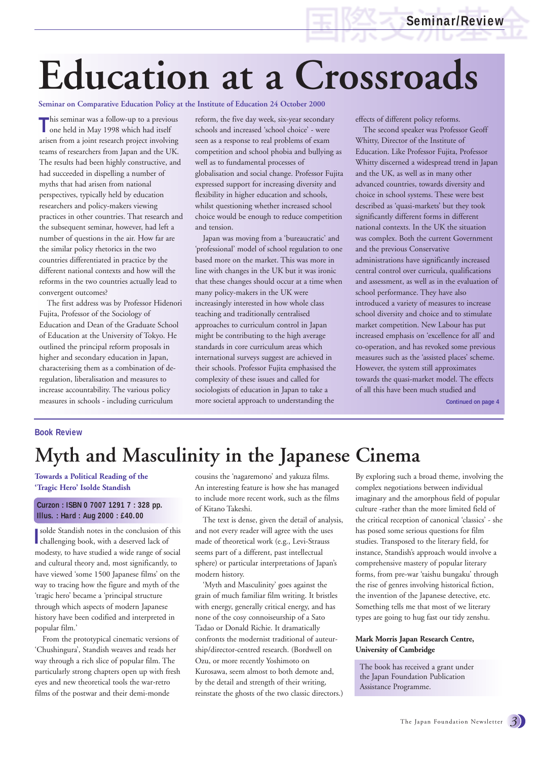Seminar/Review

# Education at a Crossroads

**Seminar on Comparative Education Policy at the Institute of Education 24 October 2000**

This seminar was a follow-up to a previous one held in May 1998 which had itself arisen from a joint research project involving teams of researchers from Japan and the UK. The results had been highly constructive, and had succeeded in dispelling a number of myths that had arisen from national perspectives, typically held by education researchers and policy-makers viewing practices in other countries. That research and the subsequent seminar, however, had left a number of questions in the air. How far are the similar policy rhetorics in the two countries differentiated in practice by the different national contexts and how will the reforms in the two countries actually lead to convergent outcomes?

The first address was by Professor Hidenori Fujita, Professor of the Sociology of Education and Dean of the Graduate School of Education at the University of Tokyo. He outlined the principal reform proposals in higher and secondary education in Japan, characterising them as a combination of de-regulation, liberalisation and measures to increase accountability. The various policy measures in schools - including curriculum reform, the five day week, six-year secondary schools and increased 'school choice' - were seen as a response to real problems of exam competition and school phobia and bullying as well as to fundamental processes of globalisation and social change. Professor Fujita expressed support for increasing diversity and flexibility in higher education and schools, whilst questioning whether increased school choice would be enough to reduce competition and tension.

Japan was moving from a 'bureaucratic' and 'professional' model of school regulation to one based more on the market. This was more in line with changes in the UK but it was ironic that these changes should occur at a time when many policy-makers in the UK were increasingly interested in how whole class teaching and traditionally centralised approaches to curriculum control in Japan might be contributing to the high average standards in core curriculum areas which international surveys suggest are achieved in their schools. Professor Fujita emphasised the complexity of these issues and called for sociologists of education in Japan to take a more societal approach to understanding the effects of different policy reforms.

The second speaker was Professor Geoff Whitty, Director of the Institute of Education. Like Professor Fujita, Professor Whitty discerned a widespread trend in Japan and the UK, as well as in many other advanced countries, towards diversity and choice in school systems. These were best described as 'quasi-markets' but they took significantly different forms in different national contexts. In the UK the situation was complex. Both the current Government and the previous Conservative administrations have significantly increased central control over curricula, qualifications and assessment, as well as in the evaluation of school performance. They have also introduced a variety of measures to increase school diversity and choice and to stimulate market competition. New Labour has put increased emphasis on 'excellence for all' and co-operation, and has revoked some previous measures such as the 'assisted places' scheme. However, the system still approximates towards the quasi-market model. The effects of all this have been much studied and

Continued on page 4

---

Book Review

# Myth and Masculinity in the Japanese Cinema

**Towards a Political Reading of the 'Tragic Hero' Isolde Standish**

**Curzon : ISBN 0 7007 1291 7 : 328 pp. Illus. : Hard : Aug 2000 : £40.00**

Isolde Standish notes in the conclusion of this challenging book, with a deserved lack of modesty, to have studied a wide range of social and cultural theory and, most significantly, to have viewed 'some 1500 Japanese films' on the way to tracing how the figure and myth of the 'tragic hero' became a 'principal structure through which aspects of modern Japanese history have been codified and interpreted in popular film.'

From the prototypical cinematic versions of 'Chushingura', Standish weaves and reads her way through a rich slice of popular film. The particularly strong chapters open up with fresh eyes and new theoretical tools the war-retro films of the postwar and their demi-monde cousins the 'nagaremono' and yakuza films. An interesting feature is how she has managed to include more recent work, such as the films of Kitano Takeshi.

The text is dense, given the detail of analysis, and not every reader will agree with the uses made of theoretical work (e.g., Levi-Strauss seems part of a different, past intellectual sphere) or particular interpretations of Japan's modern history.

'Myth and Masculinity' goes against the grain of much familiar film writing. It bristles with energy, generally critical energy, and has none of the cosy connoisseurship of a Sato Tadao or Donald Richie. It dramatically confronts the modernist traditional of auteur-ship/director-centred research. (Bordwell on Ozu, or more recently Yoshimoto on Kurosawa, seem almost to both demote and, by the detail and strength of their writing, reinstate the ghosts of the two classic directors.) By exploring such a broad theme, involving the complex negotiations between individual imaginary and the amorphous field of popular culture -rather than the more limited field of the critical reception of canonical 'classics' - she has posed some serious questions for film studies. Transposed to the literary field, for instance, Standish's approach would involve a comprehensive mastery of popular literary forms, from pre-war 'taishu bungaku' through the rise of genres involving historical fiction, the invention of the Japanese detective, etc. Something tells me that most of we literary types are going to hug fast our tidy zenshu.

**Mark Morris Japan Research Centre, University of Cambridge**

The book has received a grant under the Japan Foundation Publication Assistance Programme.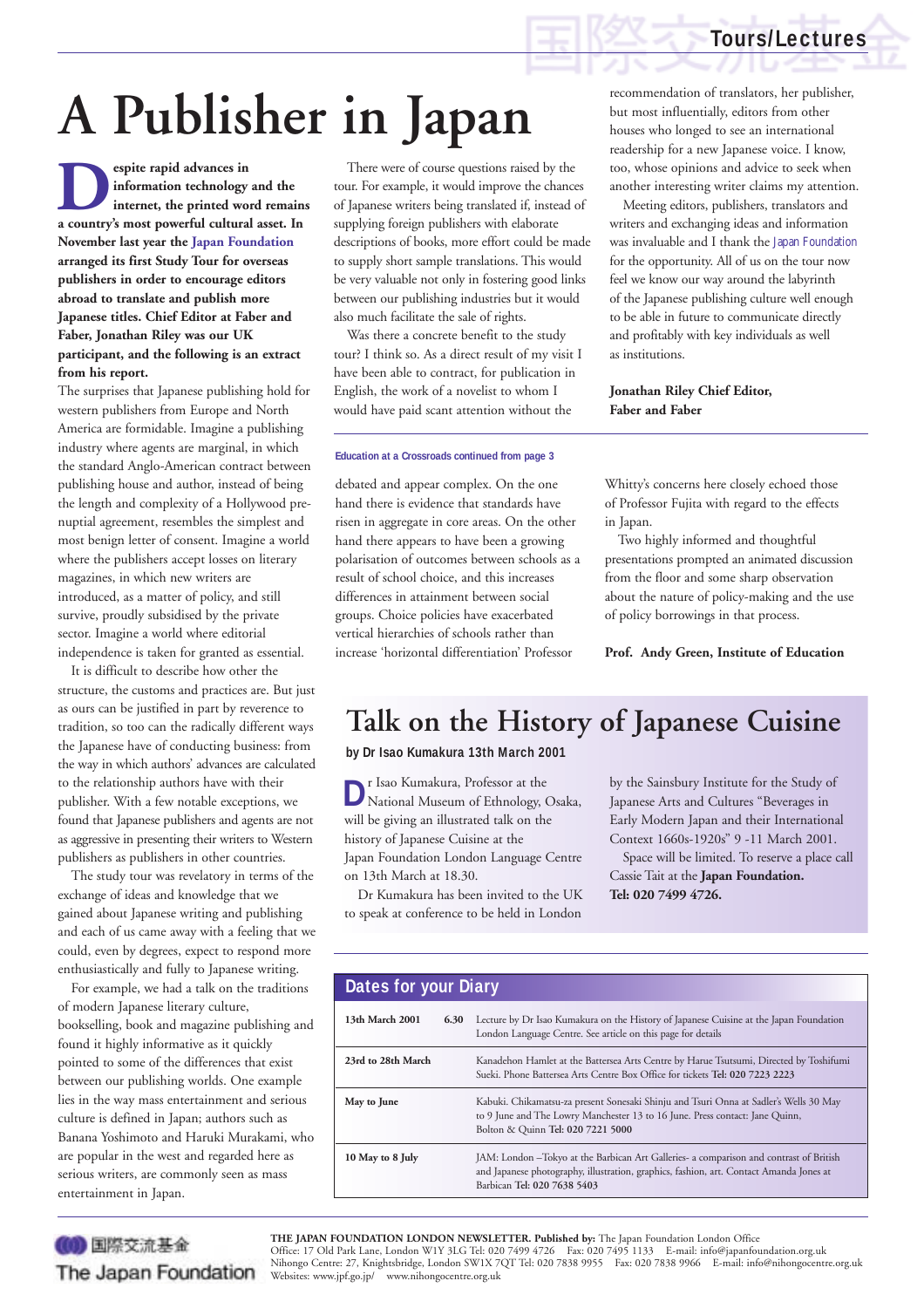# A Publisher in Japan

**Despite rapid advances in information technology and the internet, the printed word remains a country's most powerful cultural asset. In November last year the Japan Foundation arranged its first Study Tour for overseas publishers in order to encourage editors abroad to translate and publish more Japanese titles. Chief Editor at Faber and Faber, Jonathan Riley was our UK participant, and the following is an extract from his report.**

The surprises that Japanese publishing hold for western publishers from Europe and North America are formidable. Imagine a publishing industry where agents are marginal, in which the standard Anglo-American contract between the publishing house and author, instead of being the length and complexity of a Hollywood pre-nuptial agreement, resembles the simplest and most benign letter of consent. Imagine a world where the publishers accept losses on literary magazines, in which new writers are introduced, as a matter of policy, and still survive, proudly subsidised by the private sector. Imagine a world where editorial independence is taken for granted as essential.

It is difficult to describe how other the structure, the customs and practices are. But just as ours can be justified in part by reverence to tradition, so too can the radically different ways the Japanese have of conducting business: from the way in which authors' advances are calculated to the relationship authors have with their publisher. With a few notable exceptions, we found that Japanese publishers and agents are not as aggressive in presenting their writers to Western publishers as publishers in other countries.

The study tour was revelatory in terms of the exchange of ideas and knowledge that we gained about Japanese writing and publishing and each of us came away with a feeling that we could, even by degrees, expect to respond more enthusiastically and fully to Japanese writing.

For example, we had a talk on the traditions of modern Japanese literary culture, bookselling, book and magazine publishing and found it highly informative as it quickly pointed to some of the differences that exist between our publishing worlds. One example lies in the way mass entertainment and serious culture is defined in Japan; authors such as Banana Yoshimoto and Haruki Murakami, who are popular in the west and regarded here as serious writers, are commonly seen as mass entertainment in Japan.

There were of course questions raised by the tour. For example, it would improve the chances of Japanese writers being translated if, instead of supplying foreign publishers with elaborate descriptions of books, more effort could be made to supply short sample translations. This would be very valuable not only in fostering good links between our publishing industries but it would also much facilitate the sale of rights.

Was there a concrete benefit to the study tour? I think so. As a direct result of my visit I have been able to contract, for publication in English, the work of a novelist to whom I would have paid scant attention without the recommendation of translators, her publisher, but most influentially, editors from other houses who longed to see an international readership for a new Japanese voice. I know, too, whose opinions and advice to seek when another interesting writer claims my attention.

Meeting editors, publishers, translators and writers and exchanging ideas and information was invaluable and I thank the Japan Foundation for the opportunity. All of us on the tour now feel we know our way around the labyrinth of the Japanese publishing culture well enough to be able in future to communicate directly and profitably with key individuals as well as institutions.

**Jonathan Riley Chief Editor, Faber and Faber**

---

**Education at a Crossroads continued from page 3**

debated and appear complex. On the one hand there is evidence that standards have risen in aggregate in core areas. On the other hand there appears to have been a growing polarisation of outcomes between schools as a result of school choice, and this increases differences in attainment between social groups. Choice policies have exacerbated vertical hierarchies of schools rather than increase 'horizontal differentiation' Professor Whitty's concerns here closely echoed those of Professor Fujita with regard to the effects in Japan.

Two highly informed and thoughtful presentations prompted an animated discussion from the floor and some sharp observation about the nature of policy-making and the use of policy borrowings in that process.

**Prof. Andy Green, Institute of Education**

---

## Talk on the History of Japanese Cuisine

**by Dr Isao Kumakura 13th March 2001**

Dr Isao Kumakura, Professor at the National Museum of Ethnology, Osaka, will be giving an illustrated talk on the history of Japanese Cuisine at the Japan Foundation London Language Centre on 13th March at 18.30.

Dr Kumakura has been invited to the UK to speak at conference to be held in London by the Sainsbury Institute for the Study of Japanese Arts and Cultures "Beverages in Early Modern Japan and their International Context 1660s-1920s" 9 -11 March 2001.

Space will be limited. To reserve a place call Cassie Tait at the **Japan Foundation. Tel: 020 7499 4726.**

---

## Dates for your Diary

| | | |
|---|---|---|
| **13th March 2001** | **6.30** | Lecture by Dr Isao Kumakura on the History of Japanese Cuisine at the Japan Foundation London Language Centre. See article on this page for details |
| **23rd to 28th March** | | Kanadehon Hamlet at the Battersea Arts Centre by Harue Tsutsumi, Directed by Toshifumi Sueki. Phone Battersea Arts Centre Box Office for tickets **Tel: 020 7223 2223** |
| **May to June** | | Kabuki. Chikamatsu-za present Sonesaki Shinju and Tsuri Onna at Sadler's Wells 30 May to 9 June and The Lowry Manchester 13 to 16 June. Press contact: Jane Quinn, Bolton & Quinn **Tel: 020 7221 5000** |
| **10 May to 8 July** | | JAM: London –Tokyo at the Barbican Art Galleries- a comparison and contrast of British and Japanese photography, illustration, graphics, fashion, art. Contact Amanda Jones at Barbican **Tel: 020 7638 5403** |

---

国際交流基金 The Japan Foundation

**THE JAPAN FOUNDATION LONDON NEWSLETTER. Published by:** The Japan Foundation London Office
Office: 17 Old Park Lane, London W1Y 3LG Tel: 020 7499 4726 Fax: 020 7495 1133 E-mail: info@japanfoundation.org.uk
Nihongo Centre: 27, Knightsbridge, London SW1X 7QT Tel: 020 7838 9955 Fax: 020 7838 9966 E-mail: info@nihongocentre.org.uk
Websites: www.jpf.go.jp/ www.nihongocentre.org.uk